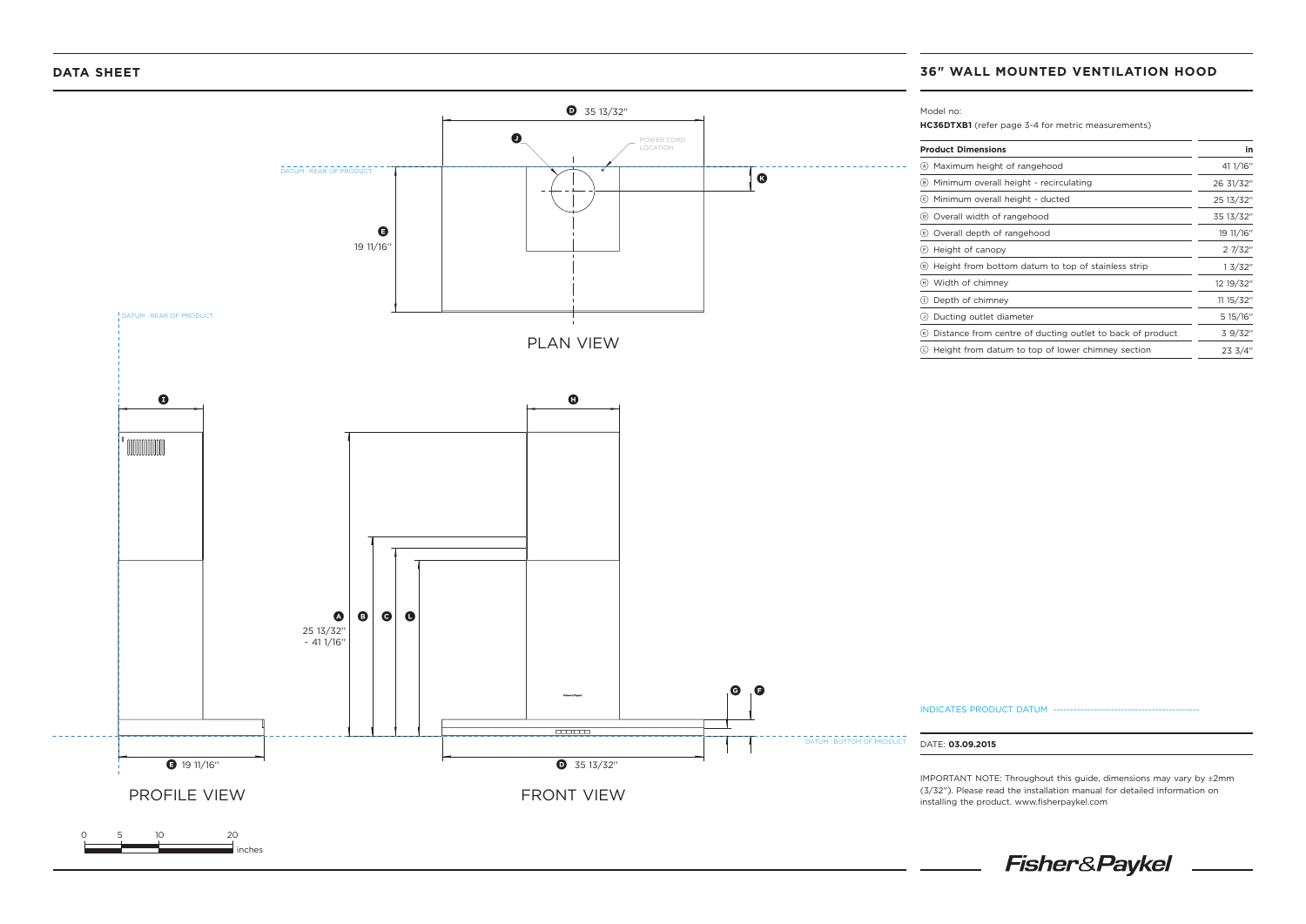## DATA SHEET

## 36" WALL MOUNTED VENTILATION HOOD

PLAN VIEW

PROFILE VIEW

FRONT VIEW

DATUM : REAR OF PRODUCT

DATUM : BOTTOM OF PRODUCT

POWER CORD LOCATION

D 35 13/32"

E 19 11/16"

A 25 13/32" - 41 1/16"

Model no:

**HC36DTXB1** (refer page 3-4 for metric measurements)

| Product Dimensions | in |
|---|---|
| (A) Maximum height of rangehood | 41 1/16" |
| (B) Minimum overall height - recirculating | 26 31/32" |
| (C) Minimum overall height - ducted | 25 13/32" |
| (D) Overall width of rangehood | 35 13/32" |
| (E) Overall depth of rangehood | 19 11/16" |
| (F) Height of canopy | 2 7/32" |
| (G) Height from bottom datum to top of stainless strip | 1 3/32" |
| (H) Width of chimney | 12 19/32" |
| (I) Depth of chimney | 11 15/32" |
| (J) Ducting outlet diameter | 5 15/16" |
| (K) Distance from centre of ducting outlet to back of product | 3 9/32" |
| (L) Height from datum to top of lower chimney section | 23 3/4" |

INDICATES PRODUCT DATUM

DATE: **03.09.2015**

IMPORTANT NOTE: Throughout this guide, dimensions may vary by ±2mm (3/32"). Please read the installation manual for detailed information on installing the product. www.fisherpaykel.com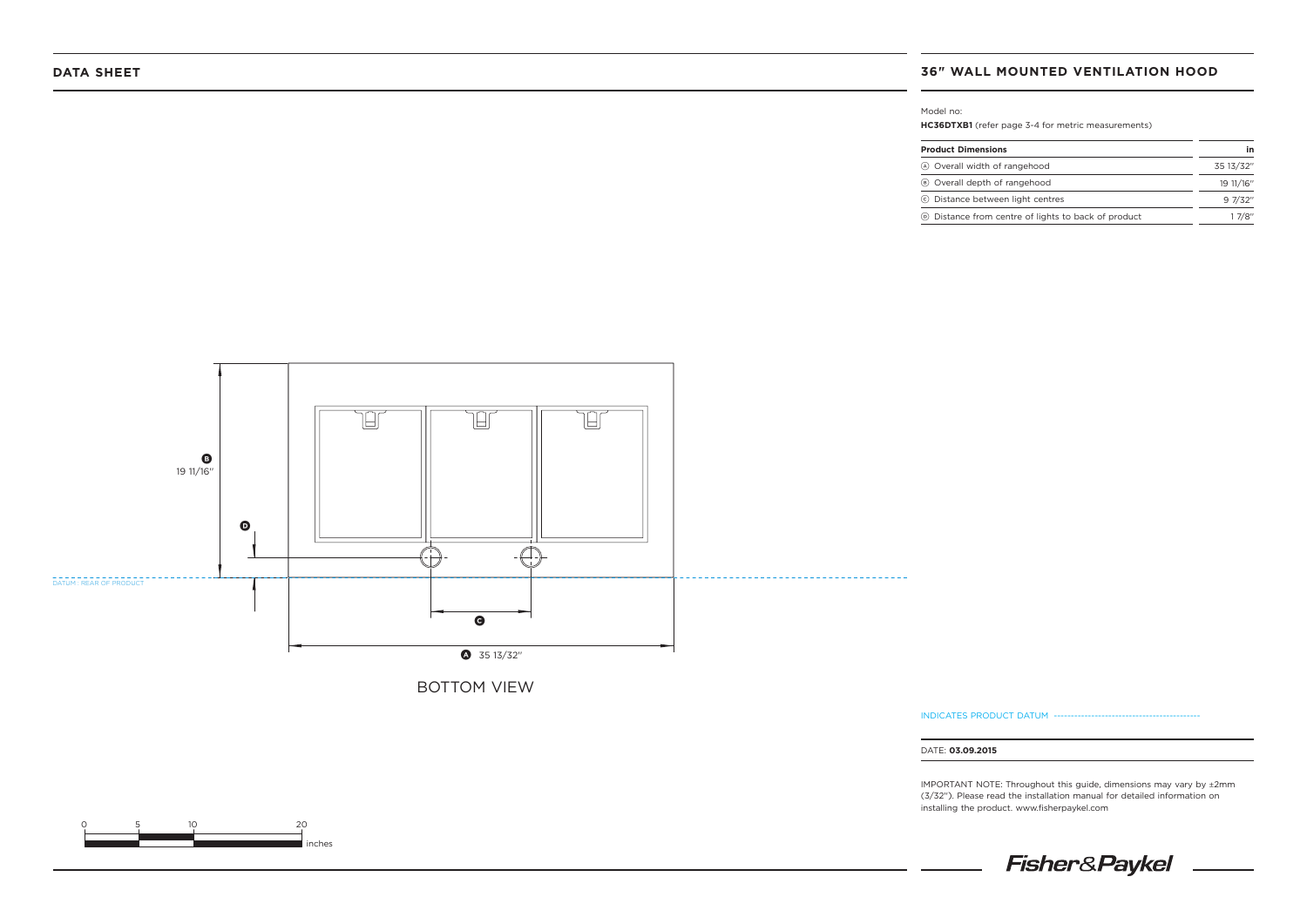## DATA SHEET

## 36" WALL MOUNTED VENTILATION HOOD

Model no:

**HC36DTXB1** (refer page 3-4 for metric measurements)

| Product Dimensions | in |
|---|---|
| Ⓐ Overall width of rangehood | 35 13/32" |
| Ⓑ Overall depth of rangehood | 19 11/16" |
| Ⓒ Distance between light centres | 9 7/32" |
| Ⓓ Distance from centre of lights to back of product | 1 7/8" |

B 19 11/16"

D

DATUM : REAR OF PRODUCT

C

A 35 13/32"

BOTTOM VIEW

0 5 10 20 inches

INDICATES PRODUCT DATUM

DATE: **03.09.2015**

IMPORTANT NOTE: Throughout this guide, dimensions may vary by ±2mm (3/32"). Please read the installation manual for detailed information on installing the product. www.fisherpaykel.com

Fisher&Paykel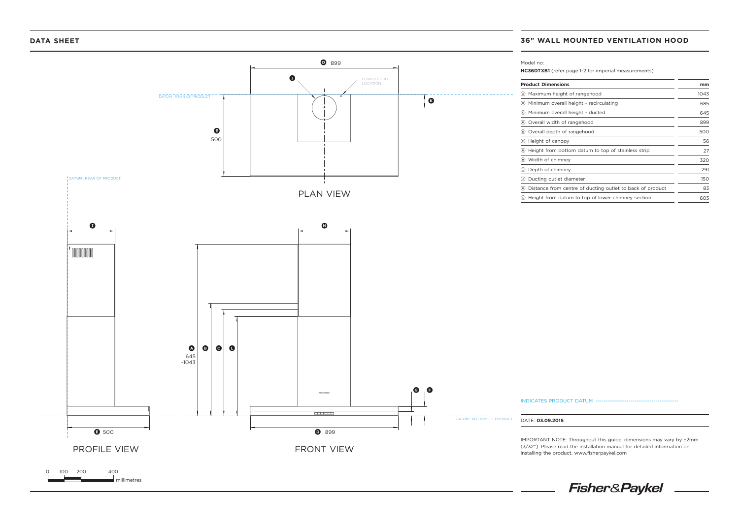## DATA SHEET

## 36" WALL MOUNTED VENTILATION HOOD

Model no:

**HC36DTXB1** (refer page 1-2 for imperial measurements)

| Product Dimensions | mm |
|---|---|
| Ⓐ Maximum height of rangehood | 1043 |
| Ⓑ Minimum overall height - recirculating | 685 |
| Ⓒ Minimum overall height - ducted | 645 |
| Ⓓ Overall width of rangehood | 899 |
| Ⓔ Overall depth of rangehood | 500 |
| Ⓕ Height of canopy | 56 |
| Ⓖ Height from bottom datum to top of stainless strip | 27 |
| Ⓗ Width of chimney | 320 |
| Ⓘ Depth of chimney | 291 |
| Ⓙ Ducting outlet diameter | 150 |
| Ⓚ Distance from centre of ducting outlet to back of product | 83 |
| Ⓛ Height from datum to top of lower chimney section | 603 |

PLAN VIEW

D 899

J

POWER CORD LOCATION

DATUM : REAR OF PRODUCT

K

E 500

DATUM : REAR OF PRODUCT

I

H

A B C L

645 -1043

G F

DATUM : BOTTOM OF PRODUCT

E 500

D 899

PROFILE VIEW

FRONT VIEW

0 100 200 400 millimetres

INDICATES PRODUCT DATUM

DATE: **03.09.2015**

IMPORTANT NOTE: Throughout this guide, dimensions may vary by ±2mm (3/32"). Please read the installation manual for detailed information on installing the product. www.fisherpaykel.com

Fisher&Paykel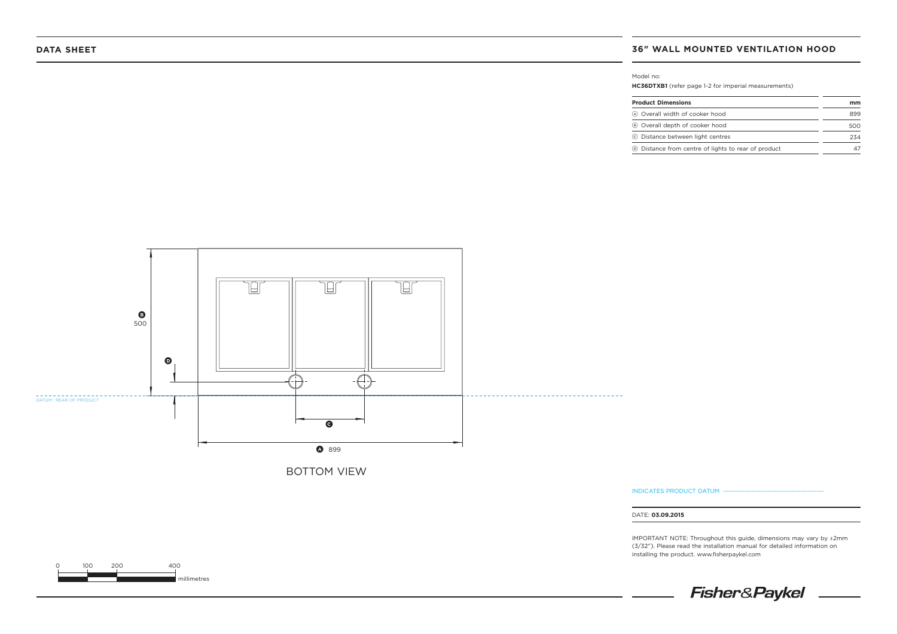## DATA SHEET

## 36" WALL MOUNTED VENTILATION HOOD

Model no:

**HC36DTXB1** (refer page 1-2 for imperial measurements)

| Product Dimensions | mm |
| --- | --- |
| Ⓐ Overall width of cooker hood | 899 |
| Ⓑ Overall depth of cooker hood | 500 |
| Ⓒ Distance between light centres | 234 |
| Ⓓ Distance from centre of lights to rear of product | 47 |

B
500

D

DATUM : REAR OF PRODUCT

C

A 899

BOTTOM VIEW

0 100 200 400
millimetres

INDICATES PRODUCT DATUM

DATE: **03.09.2015**

IMPORTANT NOTE: Throughout this guide, dimensions may vary by ±2mm (3/32"). Please read the installation manual for detailed information on installing the product. www.fisherpaykel.com

Fisher&Paykel